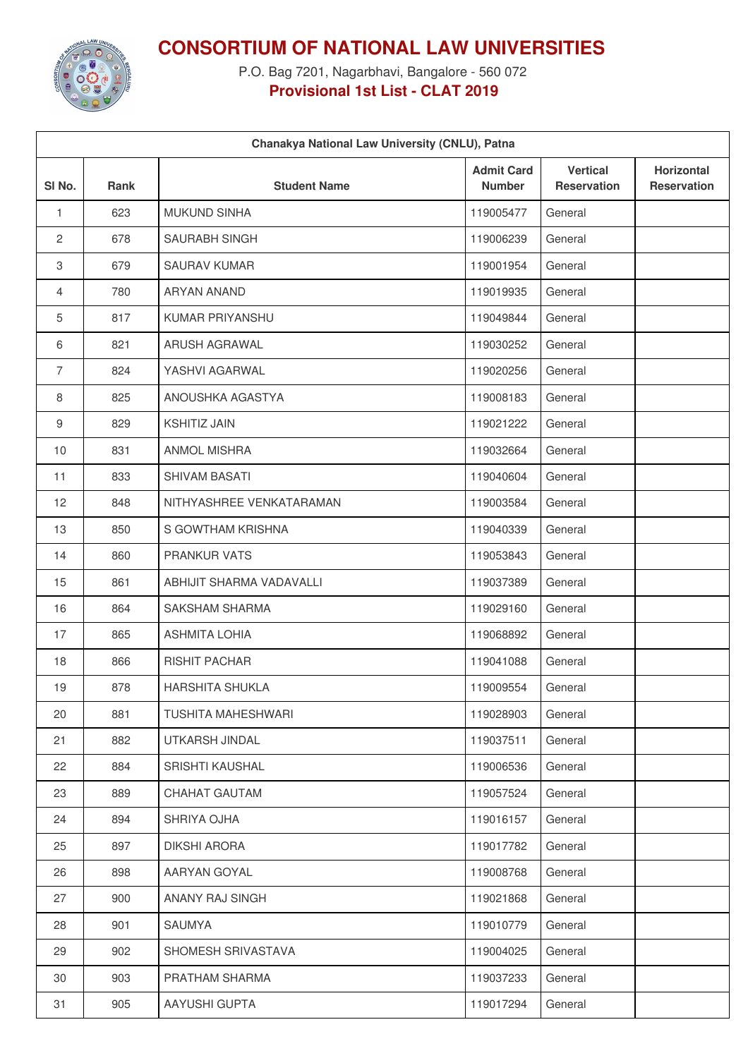# CONSORTIUM OF NATIONAL LAW UNIVERSITIES

P.O. Bag 7201, Nagarbhavi, Bangalore - 560 072

**Provisional 1st List - CLAT 2019**

| Chanakya National Law University (CNLU), Patna | | | | | |
|---|---|---|---|---|---|
| Sl No. | Rank | Student Name | Admit Card Number | Vertical Reservation | Horizontal Reservation |
| 1 | 623 | MUKUND SINHA | 119005477 | General | |
| 2 | 678 | SAURABH SINGH | 119006239 | General | |
| 3 | 679 | SAURAV KUMAR | 119001954 | General | |
| 4 | 780 | ARYAN ANAND | 119019935 | General | |
| 5 | 817 | KUMAR PRIYANSHU | 119049844 | General | |
| 6 | 821 | ARUSH AGRAWAL | 119030252 | General | |
| 7 | 824 | YASHVI AGARWAL | 119020256 | General | |
| 8 | 825 | ANOUSHKA AGASTYA | 119008183 | General | |
| 9 | 829 | KSHITIZ JAIN | 119021222 | General | |
| 10 | 831 | ANMOL MISHRA | 119032664 | General | |
| 11 | 833 | SHIVAM BASATI | 119040604 | General | |
| 12 | 848 | NITHYASHREE VENKATARAMAN | 119003584 | General | |
| 13 | 850 | S GOWTHAM KRISHNA | 119040339 | General | |
| 14 | 860 | PRANKUR VATS | 119053843 | General | |
| 15 | 861 | ABHIJIT SHARMA VADAVALLI | 119037389 | General | |
| 16 | 864 | SAKSHAM SHARMA | 119029160 | General | |
| 17 | 865 | ASHMITA LOHIA | 119068892 | General | |
| 18 | 866 | RISHIT PACHAR | 119041088 | General | |
| 19 | 878 | HARSHITA SHUKLA | 119009554 | General | |
| 20 | 881 | TUSHITA MAHESHWARI | 119028903 | General | |
| 21 | 882 | UTKARSH JINDAL | 119037511 | General | |
| 22 | 884 | SRISHTI KAUSHAL | 119006536 | General | |
| 23 | 889 | CHAHAT GAUTAM | 119057524 | General | |
| 24 | 894 | SHRIYA OJHA | 119016157 | General | |
| 25 | 897 | DIKSHI ARORA | 119017782 | General | |
| 26 | 898 | AARYAN GOYAL | 119008768 | General | |
| 27 | 900 | ANANY RAJ SINGH | 119021868 | General | |
| 28 | 901 | SAUMYA | 119010779 | General | |
| 29 | 902 | SHOMESH SRIVASTAVA | 119004025 | General | |
| 30 | 903 | PRATHAM SHARMA | 119037233 | General | |
| 31 | 905 | AAYUSHI GUPTA | 119017294 | General | |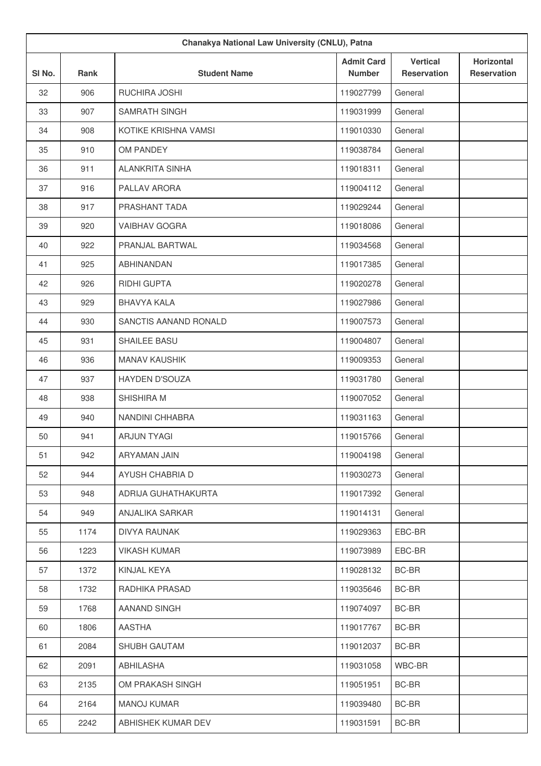| Chanakya National Law University (CNLU), Patna | | | | | |
|---|---|---|---|---|---|
| Sl No. | Rank | Student Name | Admit Card Number | Vertical Reservation | Horizontal Reservation |
| 32 | 906 | RUCHIRA JOSHI | 119027799 | General | |
| 33 | 907 | SAMRATH SINGH | 119031999 | General | |
| 34 | 908 | KOTIKE KRISHNA VAMSI | 119010330 | General | |
| 35 | 910 | OM PANDEY | 119038784 | General | |
| 36 | 911 | ALANKRITA SINHA | 119018311 | General | |
| 37 | 916 | PALLAV ARORA | 119004112 | General | |
| 38 | 917 | PRASHANT TADA | 119029244 | General | |
| 39 | 920 | VAIBHAV GOGRA | 119018086 | General | |
| 40 | 922 | PRANJAL BARTWAL | 119034568 | General | |
| 41 | 925 | ABHINANDAN | 119017385 | General | |
| 42 | 926 | RIDHI GUPTA | 119020278 | General | |
| 43 | 929 | BHAVYA KALA | 119027986 | General | |
| 44 | 930 | SANCTIS AANAND RONALD | 119007573 | General | |
| 45 | 931 | SHAILEE BASU | 119004807 | General | |
| 46 | 936 | MANAV KAUSHIK | 119009353 | General | |
| 47 | 937 | HAYDEN D'SOUZA | 119031780 | General | |
| 48 | 938 | SHISHIRA M | 119007052 | General | |
| 49 | 940 | NANDINI CHHABRA | 119031163 | General | |
| 50 | 941 | ARJUN TYAGI | 119015766 | General | |
| 51 | 942 | ARYAMAN JAIN | 119004198 | General | |
| 52 | 944 | AYUSH CHABRIA D | 119030273 | General | |
| 53 | 948 | ADRIJA GUHATHAKURTA | 119017392 | General | |
| 54 | 949 | ANJALIKA SARKAR | 119014131 | General | |
| 55 | 1174 | DIVYA RAUNAK | 119029363 | EBC-BR | |
| 56 | 1223 | VIKASH KUMAR | 119073989 | EBC-BR | |
| 57 | 1372 | KINJAL KEYA | 119028132 | BC-BR | |
| 58 | 1732 | RADHIKA PRASAD | 119035646 | BC-BR | |
| 59 | 1768 | AANAND SINGH | 119074097 | BC-BR | |
| 60 | 1806 | AASTHA | 119017767 | BC-BR | |
| 61 | 2084 | SHUBH GAUTAM | 119012037 | BC-BR | |
| 62 | 2091 | ABHILASHA | 119031058 | WBC-BR | |
| 63 | 2135 | OM PRAKASH SINGH | 119051951 | BC-BR | |
| 64 | 2164 | MANOJ KUMAR | 119039480 | BC-BR | |
| 65 | 2242 | ABHISHEK KUMAR DEV | 119031591 | BC-BR | |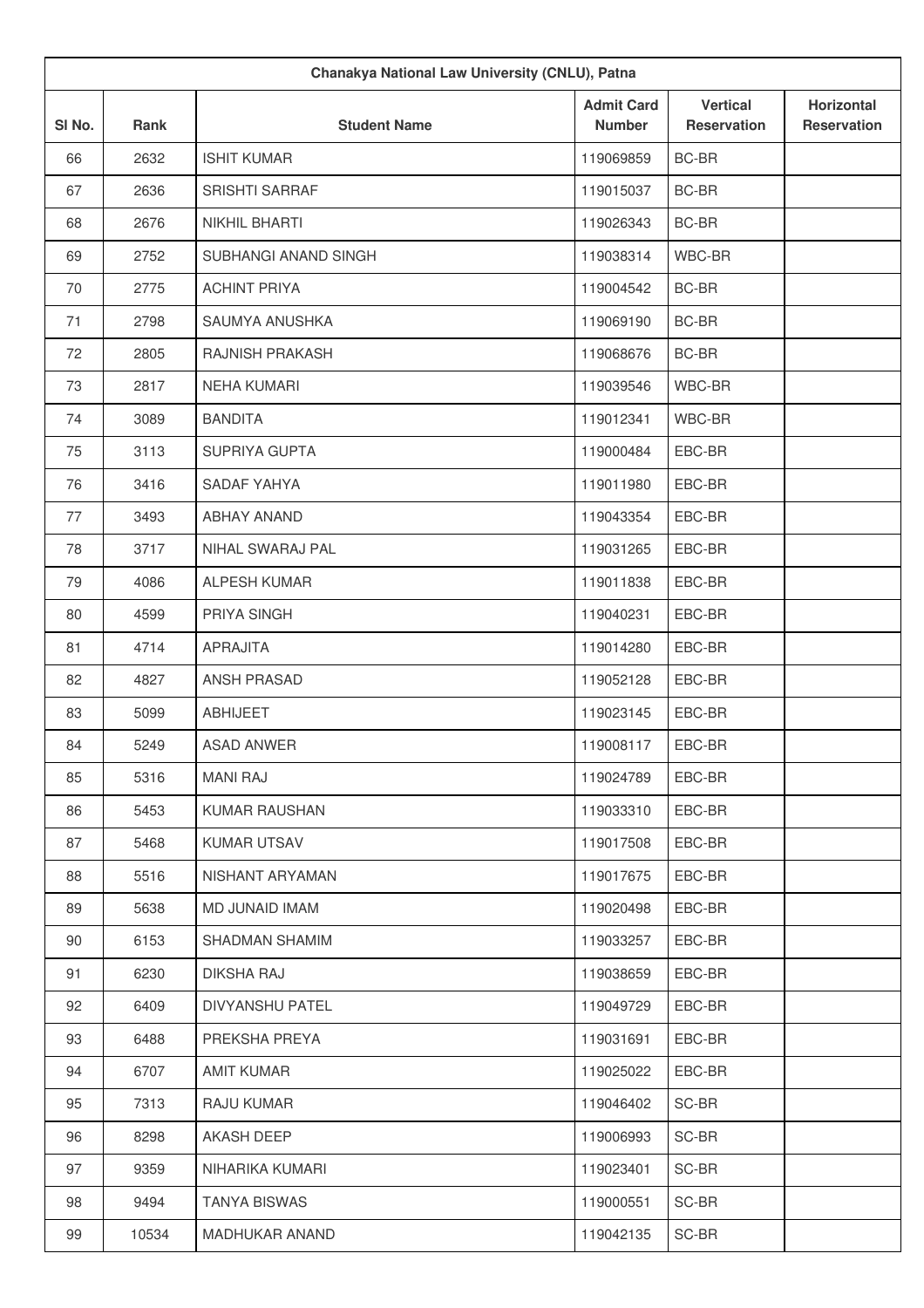| Chanakya National Law University (CNLU), Patna | | | | | |
|---|---|---|---|---|---|
| Sl No. | Rank | Student Name | Admit Card Number | Vertical Reservation | Horizontal Reservation |
| 66 | 2632 | ISHIT KUMAR | 119069859 | BC-BR | |
| 67 | 2636 | SRISHTI SARRAF | 119015037 | BC-BR | |
| 68 | 2676 | NIKHIL BHARTI | 119026343 | BC-BR | |
| 69 | 2752 | SUBHANGI ANAND SINGH | 119038314 | WBC-BR | |
| 70 | 2775 | ACHINT PRIYA | 119004542 | BC-BR | |
| 71 | 2798 | SAUMYA ANUSHKA | 119069190 | BC-BR | |
| 72 | 2805 | RAJNISH PRAKASH | 119068676 | BC-BR | |
| 73 | 2817 | NEHA KUMARI | 119039546 | WBC-BR | |
| 74 | 3089 | BANDITA | 119012341 | WBC-BR | |
| 75 | 3113 | SUPRIYA GUPTA | 119000484 | EBC-BR | |
| 76 | 3416 | SADAF YAHYA | 119011980 | EBC-BR | |
| 77 | 3493 | ABHAY ANAND | 119043354 | EBC-BR | |
| 78 | 3717 | NIHAL SWARAJ PAL | 119031265 | EBC-BR | |
| 79 | 4086 | ALPESH KUMAR | 119011838 | EBC-BR | |
| 80 | 4599 | PRIYA SINGH | 119040231 | EBC-BR | |
| 81 | 4714 | APRAJITA | 119014280 | EBC-BR | |
| 82 | 4827 | ANSH PRASAD | 119052128 | EBC-BR | |
| 83 | 5099 | ABHIJEET | 119023145 | EBC-BR | |
| 84 | 5249 | ASAD ANWER | 119008117 | EBC-BR | |
| 85 | 5316 | MANI RAJ | 119024789 | EBC-BR | |
| 86 | 5453 | KUMAR RAUSHAN | 119033310 | EBC-BR | |
| 87 | 5468 | KUMAR UTSAV | 119017508 | EBC-BR | |
| 88 | 5516 | NISHANT ARYAMAN | 119017675 | EBC-BR | |
| 89 | 5638 | MD JUNAID IMAM | 119020498 | EBC-BR | |
| 90 | 6153 | SHADMAN SHAMIM | 119033257 | EBC-BR | |
| 91 | 6230 | DIKSHA RAJ | 119038659 | EBC-BR | |
| 92 | 6409 | DIVYANSHU PATEL | 119049729 | EBC-BR | |
| 93 | 6488 | PREKSHA PREYA | 119031691 | EBC-BR | |
| 94 | 6707 | AMIT KUMAR | 119025022 | EBC-BR | |
| 95 | 7313 | RAJU KUMAR | 119046402 | SC-BR | |
| 96 | 8298 | AKASH DEEP | 119006993 | SC-BR | |
| 97 | 9359 | NIHARIKA KUMARI | 119023401 | SC-BR | |
| 98 | 9494 | TANYA BISWAS | 119000551 | SC-BR | |
| 99 | 10534 | MADHUKAR ANAND | 119042135 | SC-BR | |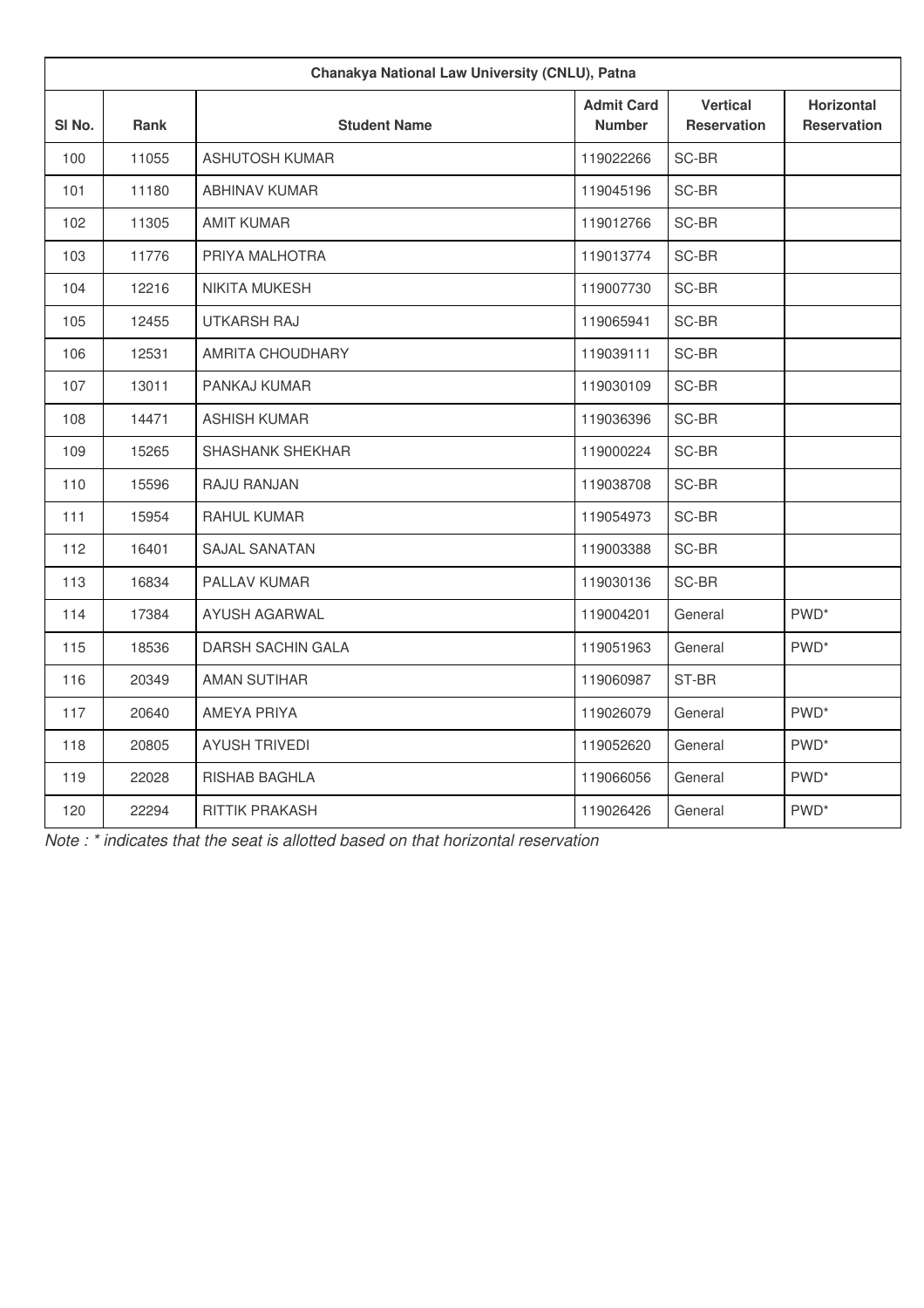| Chanakya National Law University (CNLU), Patna | | | | | |
|---|---|---|---|---|---|
| Sl No. | Rank | Student Name | Admit Card Number | Vertical Reservation | Horizontal Reservation |
| 100 | 11055 | ASHUTOSH KUMAR | 119022266 | SC-BR | |
| 101 | 11180 | ABHINAV KUMAR | 119045196 | SC-BR | |
| 102 | 11305 | AMIT KUMAR | 119012766 | SC-BR | |
| 103 | 11776 | PRIYA MALHOTRA | 119013774 | SC-BR | |
| 104 | 12216 | NIKITA MUKESH | 119007730 | SC-BR | |
| 105 | 12455 | UTKARSH RAJ | 119065941 | SC-BR | |
| 106 | 12531 | AMRITA CHOUDHARY | 119039111 | SC-BR | |
| 107 | 13011 | PANKAJ KUMAR | 119030109 | SC-BR | |
| 108 | 14471 | ASHISH KUMAR | 119036396 | SC-BR | |
| 109 | 15265 | SHASHANK SHEKHAR | 119000224 | SC-BR | |
| 110 | 15596 | RAJU RANJAN | 119038708 | SC-BR | |
| 111 | 15954 | RAHUL KUMAR | 119054973 | SC-BR | |
| 112 | 16401 | SAJAL SANATAN | 119003388 | SC-BR | |
| 113 | 16834 | PALLAV KUMAR | 119030136 | SC-BR | |
| 114 | 17384 | AYUSH AGARWAL | 119004201 | General | PWD* |
| 115 | 18536 | DARSH SACHIN GALA | 119051963 | General | PWD* |
| 116 | 20349 | AMAN SUTIHAR | 119060987 | ST-BR | |
| 117 | 20640 | AMEYA PRIYA | 119026079 | General | PWD* |
| 118 | 20805 | AYUSH TRIVEDI | 119052620 | General | PWD* |
| 119 | 22028 | RISHAB BAGHLA | 119066056 | General | PWD* |
| 120 | 22294 | RITTIK PRAKASH | 119026426 | General | PWD* |

*Note : * indicates that the seat is allotted based on that horizontal reservation*